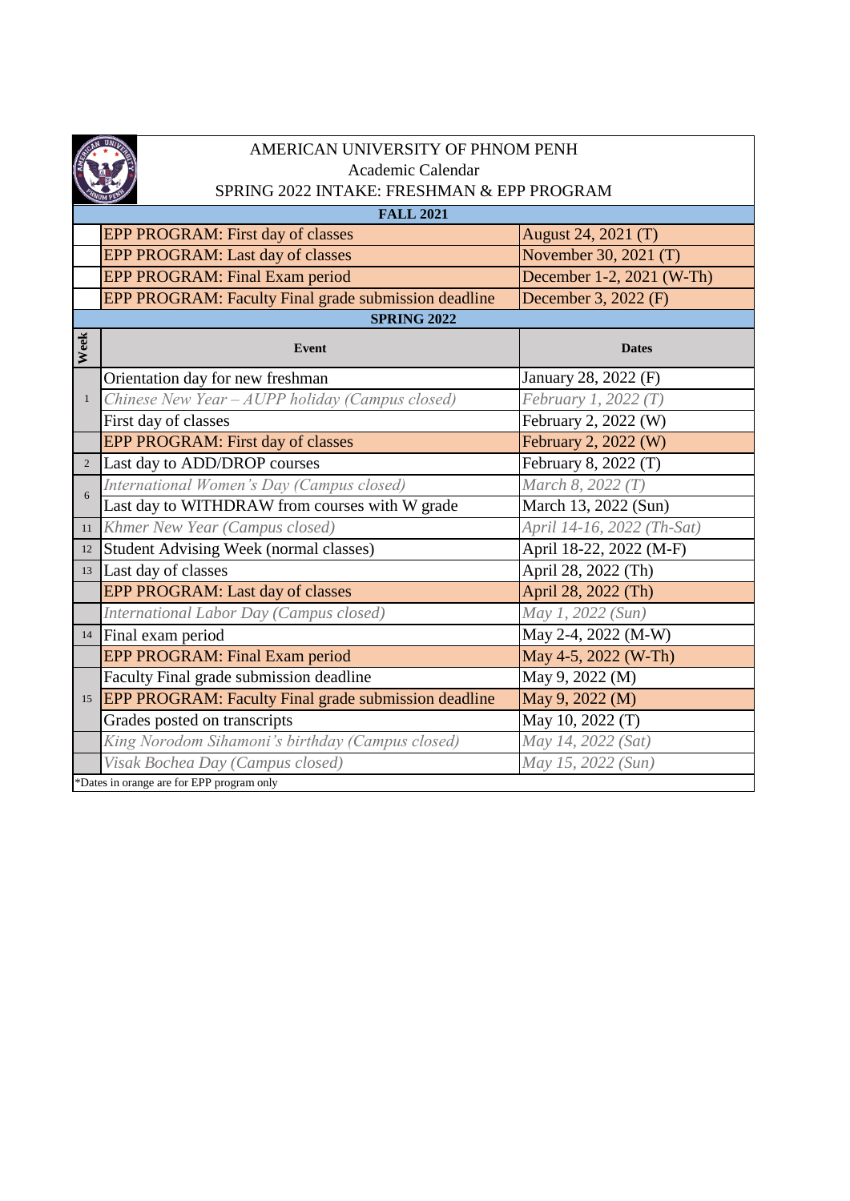AMERICAN UNIVERSITY OF PHNOM PENH
Academic Calendar
SPRING 2022 INTAKE: FRESHMAN & EPP PROGRAM

| Week | Event | Dates |
|---|---|---|
| **FALL 2021** | | |
| | EPP PROGRAM: First day of classes | August 24, 2021 (T) |
| | EPP PROGRAM: Last day of classes | November 30, 2021 (T) |
| | EPP PROGRAM: Final Exam period | December 1-2, 2021 (W-Th) |
| | EPP PROGRAM: Faculty Final grade submission deadline | December 3, 2022 (F) |
| **SPRING 2022** | | |
| **Week** | **Event** | **Dates** |
| 1 | Orientation day for new freshman | January 28, 2022 (F) |
| 1 | *Chinese New Year – AUPP holiday (Campus closed)* | *February 1, 2022 (T)* |
| 1 | First day of classes | February 2, 2022 (W) |
| | EPP PROGRAM: First day of classes | February 2, 2022 (W) |
| 2 | Last day to ADD/DROP courses | February 8, 2022 (T) |
| 6 | *International Women's Day (Campus closed)* | *March 8, 2022 (T)* |
| 6 | Last day to WITHDRAW from courses with W grade | March 13, 2022 (Sun) |
| 11 | *Khmer New Year (Campus closed)* | *April 14-16, 2022 (Th-Sat)* |
| 12 | Student Advising Week (normal classes) | April 18-22, 2022 (M-F) |
| 13 | Last day of classes | April 28, 2022 (Th) |
| | EPP PROGRAM: Last day of classes | April 28, 2022 (Th) |
| | *International Labor Day (Campus closed)* | *May 1, 2022 (Sun)* |
| 14 | Final exam period | May 2-4, 2022 (M-W) |
| | EPP PROGRAM: Final Exam period | May 4-5, 2022 (W-Th) |
| 15 | Faculty Final grade submission deadline | May 9, 2022 (M) |
| 15 | EPP PROGRAM: Faculty Final grade submission deadline | May 9, 2022 (M) |
| 15 | Grades posted on transcripts | May 10, 2022 (T) |
| | *King Norodom Sihamoni's birthday (Campus closed)* | *May 14, 2022 (Sat)* |
| | *Visak Bochea Day (Campus closed)* | *May 15, 2022 (Sun)* |

*Dates in orange are for EPP program only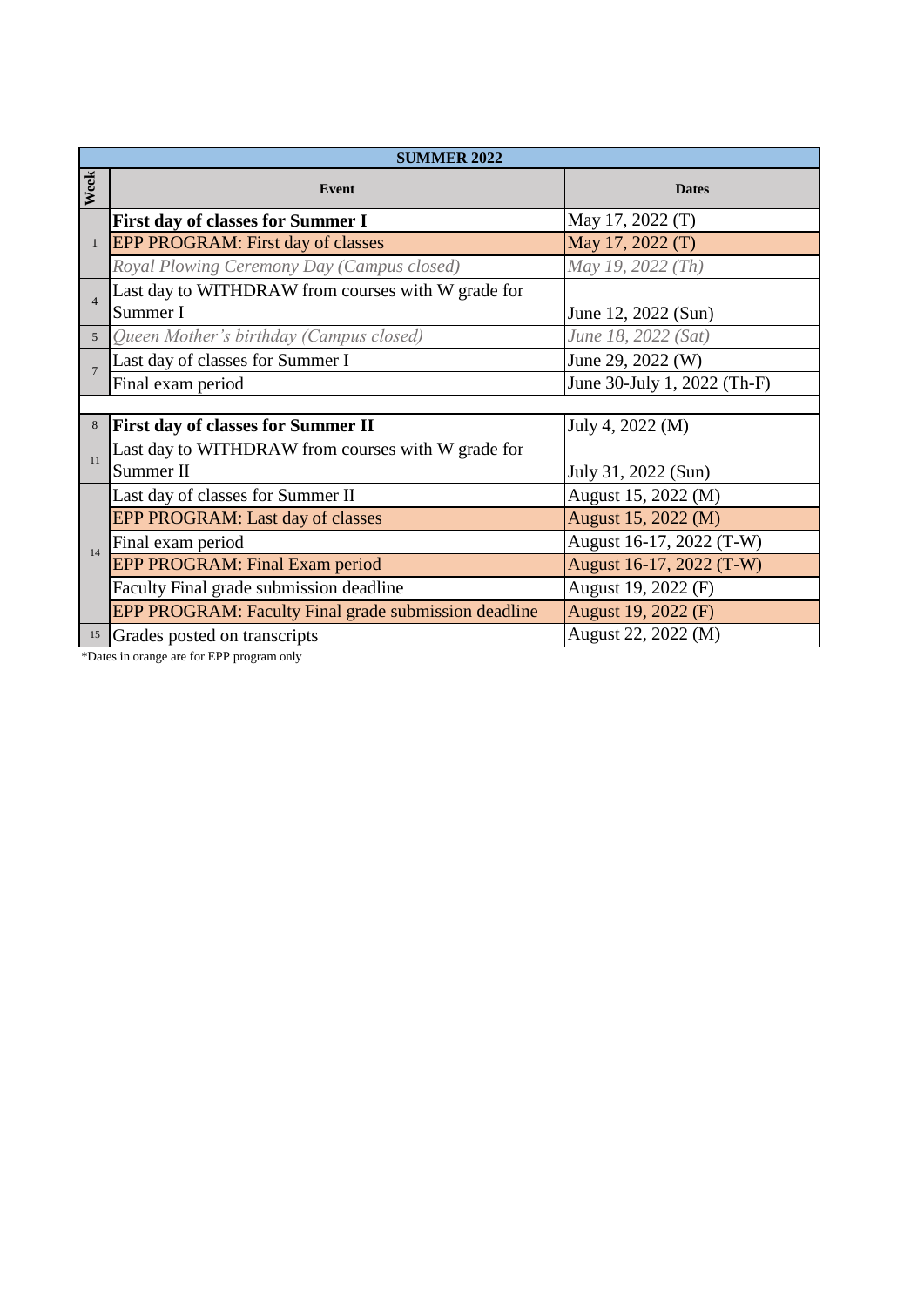| SUMMER 2022 | | |
|---|---|---|
| Week | Event | Dates |
| 1 | **First day of classes for Summer I** | May 17, 2022 (T) |
| | EPP PROGRAM: First day of classes | May 17, 2022 (T) |
| | *Royal Plowing Ceremony Day (Campus closed)* | *May 19, 2022 (Th)* |
| 4 | Last day to WITHDRAW from courses with W grade for Summer I | June 12, 2022 (Sun) |
| 5 | *Queen Mother's birthday (Campus closed)* | *June 18, 2022 (Sat)* |
| 7 | Last day of classes for Summer I | June 29, 2022 (W) |
| | Final exam period | June 30-July 1, 2022 (Th-F) |
| | | |
| 8 | **First day of classes for Summer II** | July 4, 2022 (M) |
| 11 | Last day to WITHDRAW from courses with W grade for Summer II | July 31, 2022 (Sun) |
| 14 | Last day of classes for Summer II | August 15, 2022 (M) |
| | EPP PROGRAM: Last day of classes | August 15, 2022 (M) |
| | Final exam period | August 16-17, 2022 (T-W) |
| | EPP PROGRAM: Final Exam period | August 16-17, 2022 (T-W) |
| | Faculty Final grade submission deadline | August 19, 2022 (F) |
| | EPP PROGRAM: Faculty Final grade submission deadline | August 19, 2022 (F) |
| 15 | Grades posted on transcripts | August 22, 2022 (M) |

*Dates in orange are for EPP program only